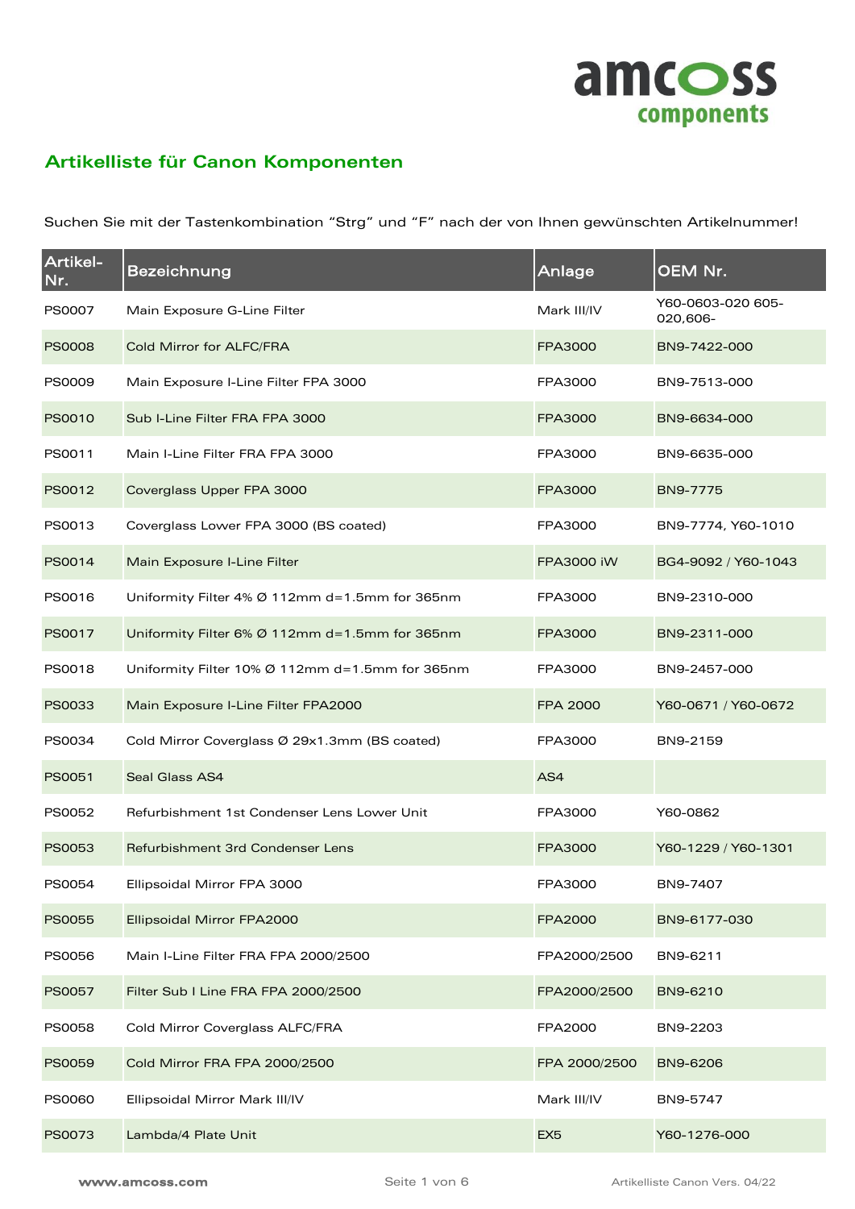amcoss components

## Artikelliste für Canon Komponenten

Suchen Sie mit der Tastenkombination “Strg” und “F” nach der von Ihnen gewünschten Artikelnummer!

| Artikel-Nr. | Bezeichnung | Anlage | OEM Nr. |
|---|---|---|---|
| PS0007 | Main Exposure G-Line Filter | Mark III/IV | Y60-0603-020 605-020,606- |
| PS0008 | Cold Mirror for ALFC/FRA | FPA3000 | BN9-7422-000 |
| PS0009 | Main Exposure I-Line Filter FPA 3000 | FPA3000 | BN9-7513-000 |
| PS0010 | Sub I-Line Filter FRA FPA 3000 | FPA3000 | BN9-6634-000 |
| PS0011 | Main I-Line Filter FRA FPA 3000 | FPA3000 | BN9-6635-000 |
| PS0012 | Coverglass Upper FPA 3000 | FPA3000 | BN9-7775 |
| PS0013 | Coverglass Lower FPA 3000 (BS coated) | FPA3000 | BN9-7774, Y60-1010 |
| PS0014 | Main Exposure I-Line Filter | FPA3000 iW | BG4-9092 / Y60-1043 |
| PS0016 | Uniformity Filter 4% Ø 112mm d=1.5mm for 365nm | FPA3000 | BN9-2310-000 |
| PS0017 | Uniformity Filter 6% Ø 112mm d=1.5mm for 365nm | FPA3000 | BN9-2311-000 |
| PS0018 | Uniformity Filter 10% Ø 112mm d=1.5mm for 365nm | FPA3000 | BN9-2457-000 |
| PS0033 | Main Exposure I-Line Filter FPA2000 | FPA 2000 | Y60-0671 / Y60-0672 |
| PS0034 | Cold Mirror Coverglass Ø 29x1.3mm (BS coated) | FPA3000 | BN9-2159 |
| PS0051 | Seal Glass AS4 | AS4 | |
| PS0052 | Refurbishment 1st Condenser Lens Lower Unit | FPA3000 | Y60-0862 |
| PS0053 | Refurbishment 3rd Condenser Lens | FPA3000 | Y60-1229 / Y60-1301 |
| PS0054 | Ellipsoidal Mirror FPA 3000 | FPA3000 | BN9-7407 |
| PS0055 | Ellipsoidal Mirror FPA2000 | FPA2000 | BN9-6177-030 |
| PS0056 | Main I-Line Filter FRA FPA 2000/2500 | FPA2000/2500 | BN9-6211 |
| PS0057 | Filter Sub I Line FRA FPA 2000/2500 | FPA2000/2500 | BN9-6210 |
| PS0058 | Cold Mirror Coverglass ALFC/FRA | FPA2000 | BN9-2203 |
| PS0059 | Cold Mirror FRA FPA 2000/2500 | FPA 2000/2500 | BN9-6206 |
| PS0060 | Ellipsoidal Mirror Mark III/IV | Mark III/IV | BN9-5747 |
| PS0073 | Lambda/4 Plate Unit | EX5 | Y60-1276-000 |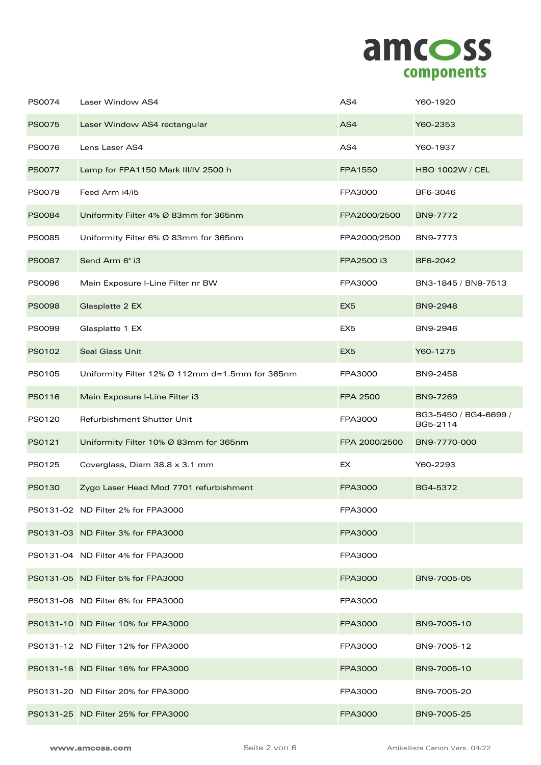| | | | |
|---|---|---|---|
| PS0074 | Laser Window AS4 | AS4 | Y60-1920 |
| PS0075 | Laser Window AS4 rectangular | AS4 | Y60-2353 |
| PS0076 | Lens Laser AS4 | AS4 | Y60-1937 |
| PS0077 | Lamp for FPA1150 Mark III/IV 2500 h | FPA1550 | HBO 1002W / CEL |
| PS0079 | Feed Arm i4/i5 | FPA3000 | BF6-3046 |
| PS0084 | Uniformity Filter 4% Ø 83mm for 365nm | FPA2000/2500 | BN9-7772 |
| PS0085 | Uniformity Filter 6% Ø 83mm for 365nm | FPA2000/2500 | BN9-7773 |
| PS0087 | Send Arm 6" i3 | FPA2500 i3 | BF6-2042 |
| PS0096 | Main Exposure I-Line Filter nr BW | FPA3000 | BN3-1845 / BN9-7513 |
| PS0098 | Glasplatte 2 EX | EX5 | BN9-2948 |
| PS0099 | Glasplatte 1 EX | EX5 | BN9-2946 |
| PS0102 | Seal Glass Unit | EX5 | Y60-1275 |
| PS0105 | Uniformity Filter 12% Ø 112mm d=1.5mm for 365nm | FPA3000 | BN9-2458 |
| PS0116 | Main Exposure I-Line Filter i3 | FPA 2500 | BN9-7269 |
| PS0120 | Refurbishment Shutter Unit | FPA3000 | BG3-5450 / BG4-6699 / BG5-2114 |
| PS0121 | Uniformity Filter 10% Ø 83mm for 365nm | FPA 2000/2500 | BN9-7770-000 |
| PS0125 | Coverglass, Diam 38.8 x 3.1 mm | EX | Y60-2293 |
| PS0130 | Zygo Laser Head Mod 7701 refurbishment | FPA3000 | BG4-5372 |
| PS0131-02 | ND Filter 2% for FPA3000 | FPA3000 | |
| PS0131-03 | ND Filter 3% for FPA3000 | FPA3000 | |
| PS0131-04 | ND Filter 4% for FPA3000 | FPA3000 | |
| PS0131-05 | ND Filter 5% for FPA3000 | FPA3000 | BN9-7005-05 |
| PS0131-06 | ND Filter 6% for FPA3000 | FPA3000 | |
| PS0131-10 | ND Filter 10% for FPA3000 | FPA3000 | BN9-7005-10 |
| PS0131-12 | ND Filter 12% for FPA3000 | FPA3000 | BN9-7005-12 |
| PS0131-16 | ND Filter 16% for FPA3000 | FPA3000 | BN9-7005-10 |
| PS0131-20 | ND Filter 20% for FPA3000 | FPA3000 | BN9-7005-20 |
| PS0131-25 | ND Filter 25% for FPA3000 | FPA3000 | BN9-7005-25 |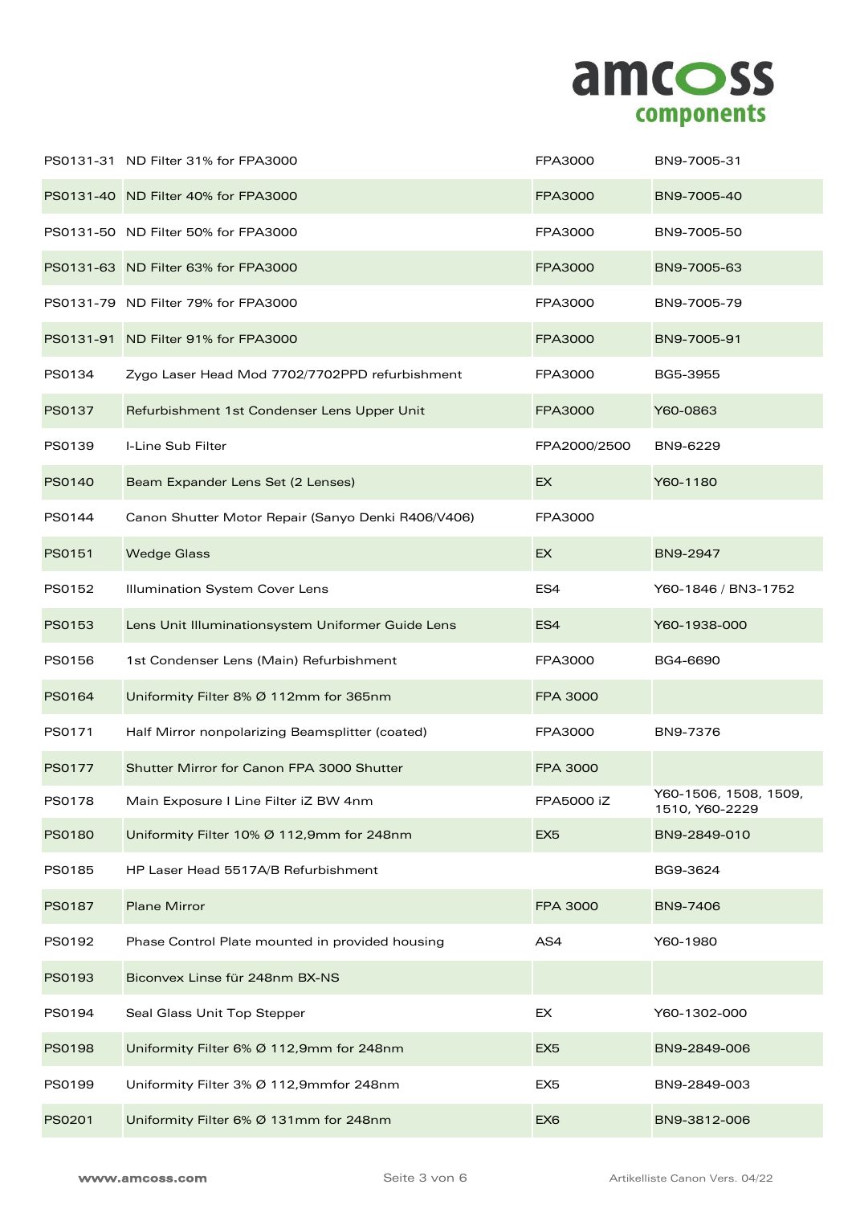| | | | |
|---|---|---|---|
| PS0131-31 | ND Filter 31% for FPA3000 | FPA3000 | BN9-7005-31 |
| PS0131-40 | ND Filter 40% for FPA3000 | FPA3000 | BN9-7005-40 |
| PS0131-50 | ND Filter 50% for FPA3000 | FPA3000 | BN9-7005-50 |
| PS0131-63 | ND Filter 63% for FPA3000 | FPA3000 | BN9-7005-63 |
| PS0131-79 | ND Filter 79% for FPA3000 | FPA3000 | BN9-7005-79 |
| PS0131-91 | ND Filter 91% for FPA3000 | FPA3000 | BN9-7005-91 |
| PS0134 | Zygo Laser Head Mod 7702/7702PPD refurbishment | FPA3000 | BG5-3955 |
| PS0137 | Refurbishment 1st Condenser Lens Upper Unit | FPA3000 | Y60-0863 |
| PS0139 | I-Line Sub Filter | FPA2000/2500 | BN9-6229 |
| PS0140 | Beam Expander Lens Set (2 Lenses) | EX | Y60-1180 |
| PS0144 | Canon Shutter Motor Repair (Sanyo Denki R406/V406) | FPA3000 | |
| PS0151 | Wedge Glass | EX | BN9-2947 |
| PS0152 | Illumination System Cover Lens | ES4 | Y60-1846 / BN3-1752 |
| PS0153 | Lens Unit Illuminationsystem Uniformer Guide Lens | ES4 | Y60-1938-000 |
| PS0156 | 1st Condenser Lens (Main) Refurbishment | FPA3000 | BG4-6690 |
| PS0164 | Uniformity Filter 8% Ø 112mm for 365nm | FPA 3000 | |
| PS0171 | Half Mirror nonpolarizing Beamsplitter (coated) | FPA3000 | BN9-7376 |
| PS0177 | Shutter Mirror for Canon FPA 3000 Shutter | FPA 3000 | |
| PS0178 | Main Exposure I Line Filter iZ BW 4nm | FPA5000 iZ | Y60-1506, 1508, 1509, 1510, Y60-2229 |
| PS0180 | Uniformity Filter 10% Ø 112,9mm for 248nm | EX5 | BN9-2849-010 |
| PS0185 | HP Laser Head 5517A/B Refurbishment | | BG9-3624 |
| PS0187 | Plane Mirror | FPA 3000 | BN9-7406 |
| PS0192 | Phase Control Plate mounted in provided housing | AS4 | Y60-1980 |
| PS0193 | Biconvex Linse für 248nm BX-NS | | |
| PS0194 | Seal Glass Unit Top Stepper | EX | Y60-1302-000 |
| PS0198 | Uniformity Filter 6% Ø 112,9mm for 248nm | EX5 | BN9-2849-006 |
| PS0199 | Uniformity Filter 3% Ø 112,9mmfor 248nm | EX5 | BN9-2849-003 |
| PS0201 | Uniformity Filter 6% Ø 131mm for 248nm | EX6 | BN9-3812-006 |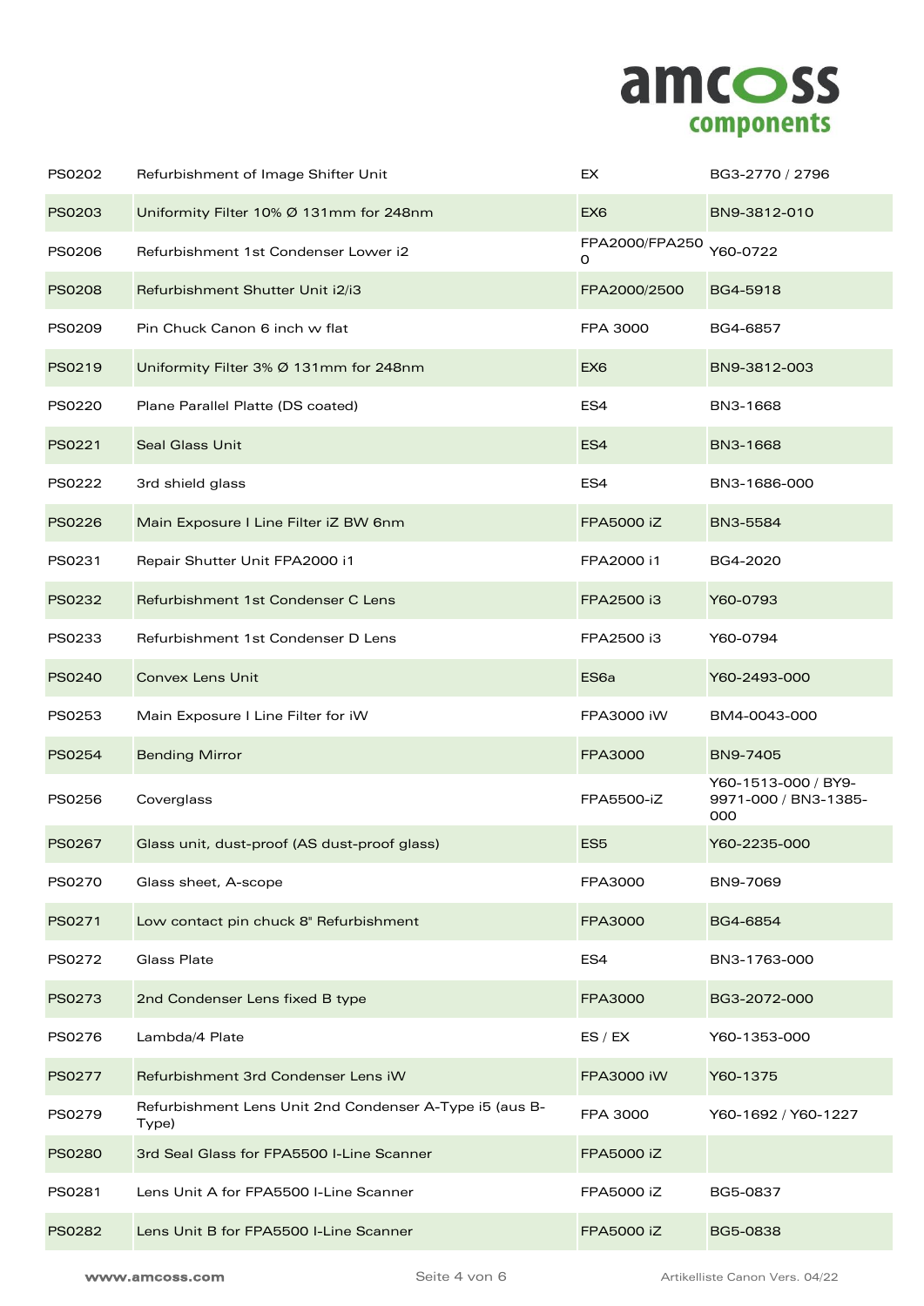| | | | |
|---|---|---|---|
| PS0202 | Refurbishment of Image Shifter Unit | EX | BG3-2770 / 2796 |
| PS0203 | Uniformity Filter 10% Ø 131mm for 248nm | EX6 | BN9-3812-010 |
| PS0206 | Refurbishment 1st Condenser Lower i2 | FPA2000/FPA2500 | Y60-0722 |
| PS0208 | Refurbishment Shutter Unit i2/i3 | FPA2000/2500 | BG4-5918 |
| PS0209 | Pin Chuck Canon 6 inch w flat | FPA 3000 | BG4-6857 |
| PS0219 | Uniformity Filter 3% Ø 131mm for 248nm | EX6 | BN9-3812-003 |
| PS0220 | Plane Parallel Platte (DS coated) | ES4 | BN3-1668 |
| PS0221 | Seal Glass Unit | ES4 | BN3-1668 |
| PS0222 | 3rd shield glass | ES4 | BN3-1686-000 |
| PS0226 | Main Exposure I Line Filter iZ BW 6nm | FPA5000 iZ | BN3-5584 |
| PS0231 | Repair Shutter Unit FPA2000 i1 | FPA2000 i1 | BG4-2020 |
| PS0232 | Refurbishment 1st Condenser C Lens | FPA2500 i3 | Y60-0793 |
| PS0233 | Refurbishment 1st Condenser D Lens | FPA2500 i3 | Y60-0794 |
| PS0240 | Convex Lens Unit | ES6a | Y60-2493-000 |
| PS0253 | Main Exposure I Line Filter for iW | FPA3000 iW | BM4-0043-000 |
| PS0254 | Bending Mirror | FPA3000 | BN9-7405 |
| PS0256 | Coverglass | FPA5500-iZ | Y60-1513-000 / BY9-9971-000 / BN3-1385-000 |
| PS0267 | Glass unit, dust-proof (AS dust-proof glass) | ES5 | Y60-2235-000 |
| PS0270 | Glass sheet, A-scope | FPA3000 | BN9-7069 |
| PS0271 | Low contact pin chuck 8" Refurbishment | FPA3000 | BG4-6854 |
| PS0272 | Glass Plate | ES4 | BN3-1763-000 |
| PS0273 | 2nd Condenser Lens fixed B type | FPA3000 | BG3-2072-000 |
| PS0276 | Lambda/4 Plate | ES / EX | Y60-1353-000 |
| PS0277 | Refurbishment 3rd Condenser Lens iW | FPA3000 iW | Y60-1375 |
| PS0279 | Refurbishment Lens Unit 2nd Condenser A-Type i5 (aus B-Type) | FPA 3000 | Y60-1692 / Y60-1227 |
| PS0280 | 3rd Seal Glass for FPA5500 I-Line Scanner | FPA5000 iZ | |
| PS0281 | Lens Unit A for FPA5500 I-Line Scanner | FPA5000 iZ | BG5-0837 |
| PS0282 | Lens Unit B for FPA5500 I-Line Scanner | FPA5000 iZ | BG5-0838 |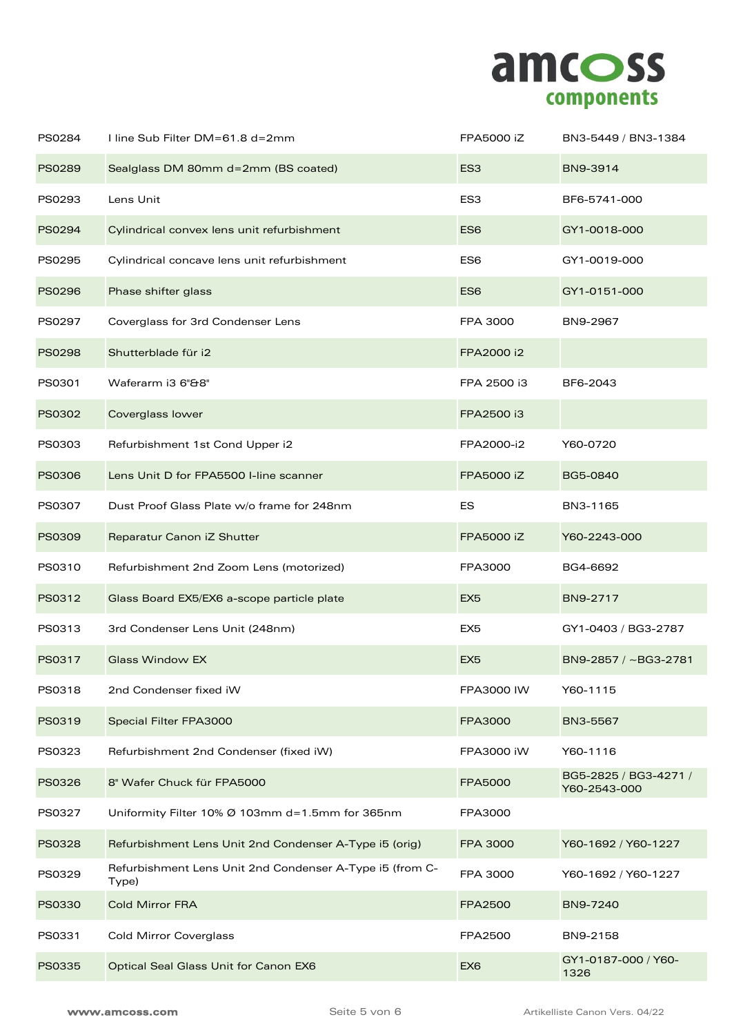| | | | |
|---|---|---|---|
| PS0284 | I line Sub Filter DM=61.8 d=2mm | FPA5000 iZ | BN3-5449 / BN3-1384 |
| PS0289 | Sealglass DM 80mm d=2mm (BS coated) | ES3 | BN9-3914 |
| PS0293 | Lens Unit | ES3 | BF6-5741-000 |
| PS0294 | Cylindrical convex lens unit refurbishment | ES6 | GY1-0018-000 |
| PS0295 | Cylindrical concave lens unit refurbishment | ES6 | GY1-0019-000 |
| PS0296 | Phase shifter glass | ES6 | GY1-0151-000 |
| PS0297 | Coverglass for 3rd Condenser Lens | FPA 3000 | BN9-2967 |
| PS0298 | Shutterblade für i2 | FPA2000 i2 | |
| PS0301 | Waferarm i3 6"&8" | FPA 2500 i3 | BF6-2043 |
| PS0302 | Coverglass lower | FPA2500 i3 | |
| PS0303 | Refurbishment 1st Cond Upper i2 | FPA2000-i2 | Y60-0720 |
| PS0306 | Lens Unit D for FPA5500 I-line scanner | FPA5000 iZ | BG5-0840 |
| PS0307 | Dust Proof Glass Plate w/o frame for 248nm | ES | BN3-1165 |
| PS0309 | Reparatur Canon iZ Shutter | FPA5000 iZ | Y60-2243-000 |
| PS0310 | Refurbishment 2nd Zoom Lens (motorized) | FPA3000 | BG4-6692 |
| PS0312 | Glass Board EX5/EX6 a-scope particle plate | EX5 | BN9-2717 |
| PS0313 | 3rd Condenser Lens Unit (248nm) | EX5 | GY1-0403 / BG3-2787 |
| PS0317 | Glass Window EX | EX5 | BN9-2857 / ~BG3-2781 |
| PS0318 | 2nd Condenser fixed iW | FPA3000 IW | Y60-1115 |
| PS0319 | Special Filter FPA3000 | FPA3000 | BN3-5567 |
| PS0323 | Refurbishment 2nd Condenser (fixed iW) | FPA3000 iW | Y60-1116 |
| PS0326 | 8" Wafer Chuck für FPA5000 | FPA5000 | BG5-2825 / BG3-4271 / Y60-2543-000 |
| PS0327 | Uniformity Filter 10% Ø 103mm d=1.5mm for 365nm | FPA3000 | |
| PS0328 | Refurbishment Lens Unit 2nd Condenser A-Type i5 (orig) | FPA 3000 | Y60-1692 / Y60-1227 |
| PS0329 | Refurbishment Lens Unit 2nd Condenser A-Type i5 (from C-Type) | FPA 3000 | Y60-1692 / Y60-1227 |
| PS0330 | Cold Mirror FRA | FPA2500 | BN9-7240 |
| PS0331 | Cold Mirror Coverglass | FPA2500 | BN9-2158 |
| PS0335 | Optical Seal Glass Unit for Canon EX6 | EX6 | GY1-0187-000 / Y60-1326 |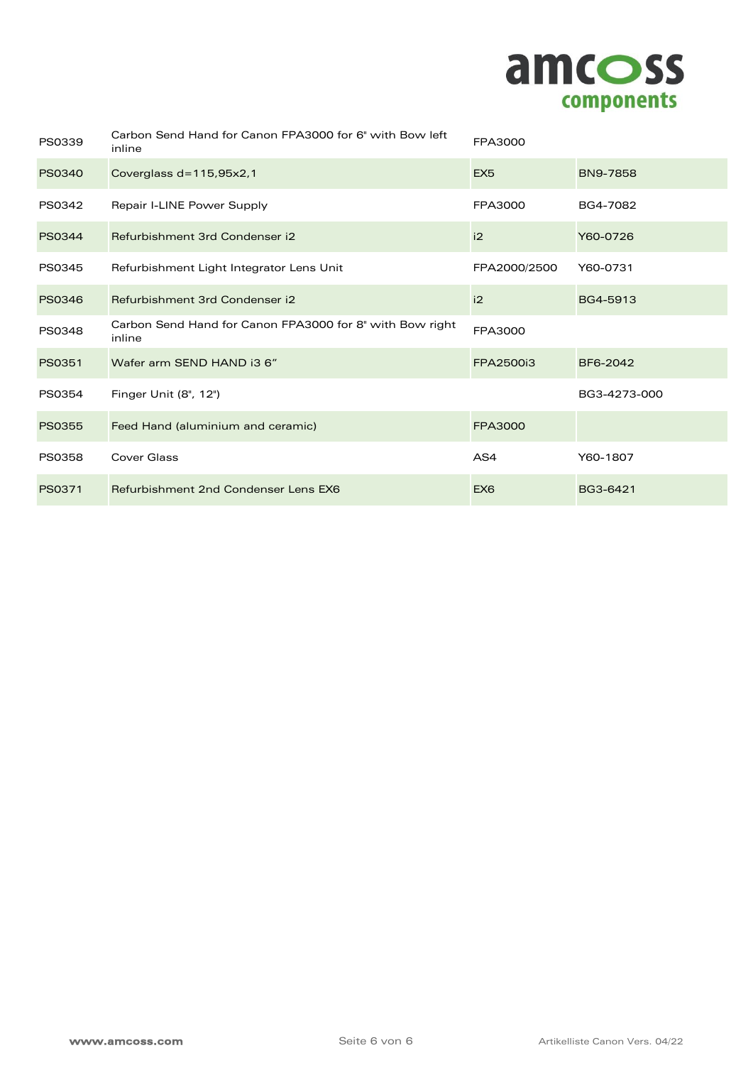| | | | |
|---|---|---|---|
| PS0339 | Carbon Send Hand for Canon FPA3000 for 6" with Bow left inline | FPA3000 | |
| PS0340 | Coverglass d=115,95x2,1 | EX5 | BN9-7858 |
| PS0342 | Repair I-LINE Power Supply | FPA3000 | BG4-7082 |
| PS0344 | Refurbishment 3rd Condenser i2 | i2 | Y60-0726 |
| PS0345 | Refurbishment Light Integrator Lens Unit | FPA2000/2500 | Y60-0731 |
| PS0346 | Refurbishment 3rd Condenser i2 | i2 | BG4-5913 |
| PS0348 | Carbon Send Hand for Canon FPA3000 for 8" with Bow right inline | FPA3000 | |
| PS0351 | Wafer arm SEND HAND i3 6” | FPA2500i3 | BF6-2042 |
| PS0354 | Finger Unit (8", 12") | | BG3-4273-000 |
| PS0355 | Feed Hand (aluminium and ceramic) | FPA3000 | |
| PS0358 | Cover Glass | AS4 | Y60-1807 |
| PS0371 | Refurbishment 2nd Condenser Lens EX6 | EX6 | BG3-6421 |